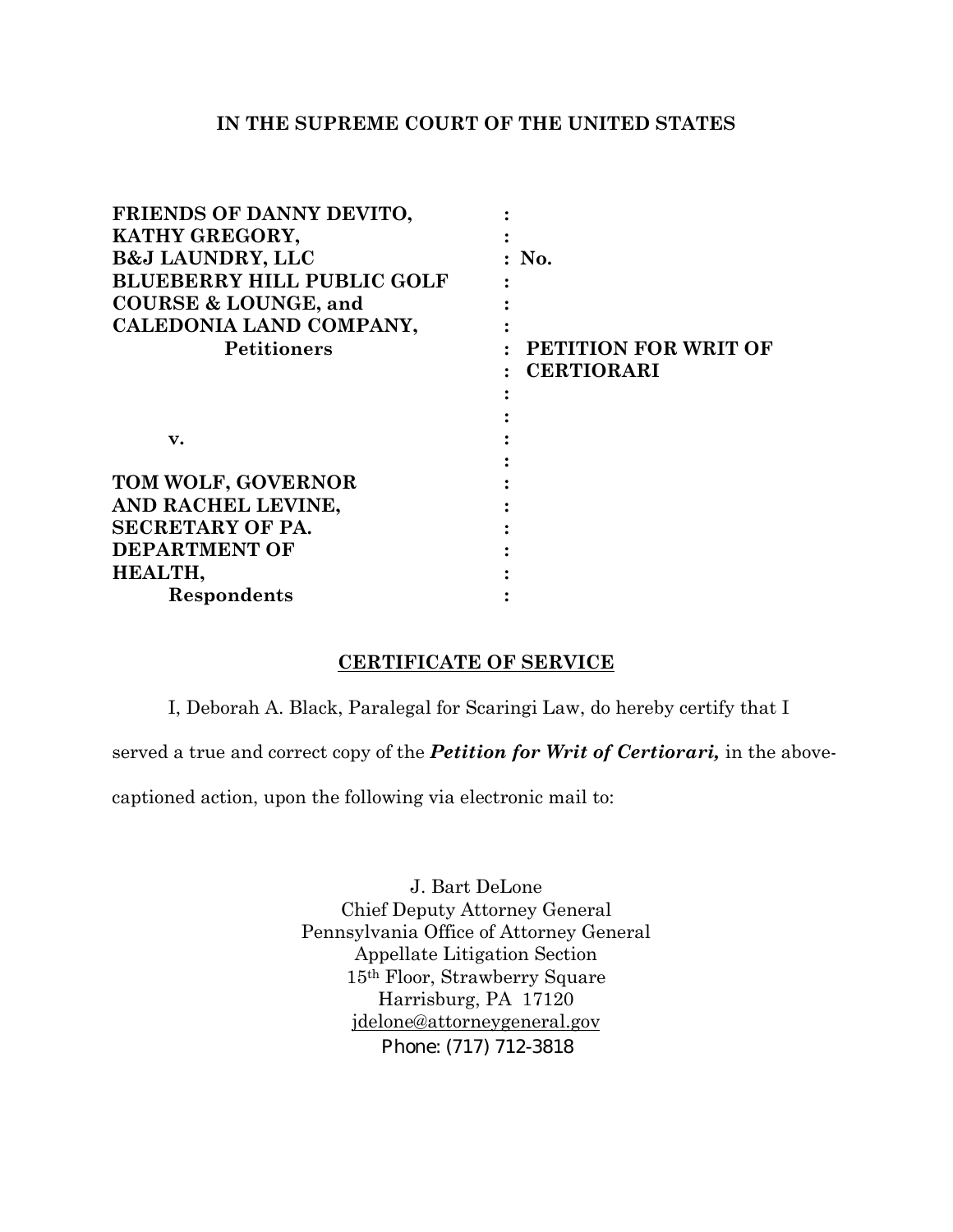**IN THE SUPREME COURT OF THE UNITED STATES**

| | | |
|---|---|---|
| **FRIENDS OF DANNY DEVITO,** | **:** | |
| **KATHY GREGORY,** | **:** | |
| **B&J LAUNDRY, LLC** | **:** | **No.** |
| **BLUEBERRY HILL PUBLIC GOLF** | **:** | |
| **COURSE & LOUNGE, and** | **:** | |
| **CALEDONIA LAND COMPANY,** | **:** | |
| **Petitioners** | **:** | **PETITION FOR WRIT OF** |
| | **:** | **CERTIORARI** |
| | **:** | |
| | **:** | |
| **v.** | **:** | |
| | **:** | |
| **TOM WOLF, GOVERNOR** | **:** | |
| **AND RACHEL LEVINE,** | **:** | |
| **SECRETARY OF PA.** | **:** | |
| **DEPARTMENT OF** | **:** | |
| **HEALTH,** | **:** | |
| **Respondents** | **:** | |

**CERTIFICATE OF SERVICE**

I, Deborah A. Black, Paralegal for Scaringi Law, do hereby certify that I served a true and correct copy of the ***Petition for Writ of Certiorari,*** in the above-captioned action, upon the following via electronic mail to:

J. Bart DeLone
Chief Deputy Attorney General
Pennsylvania Office of Attorney General
Appellate Litigation Section
15th Floor, Strawberry Square
Harrisburg, PA 17120
jdelone@attorneygeneral.gov
Phone: (717) 712-3818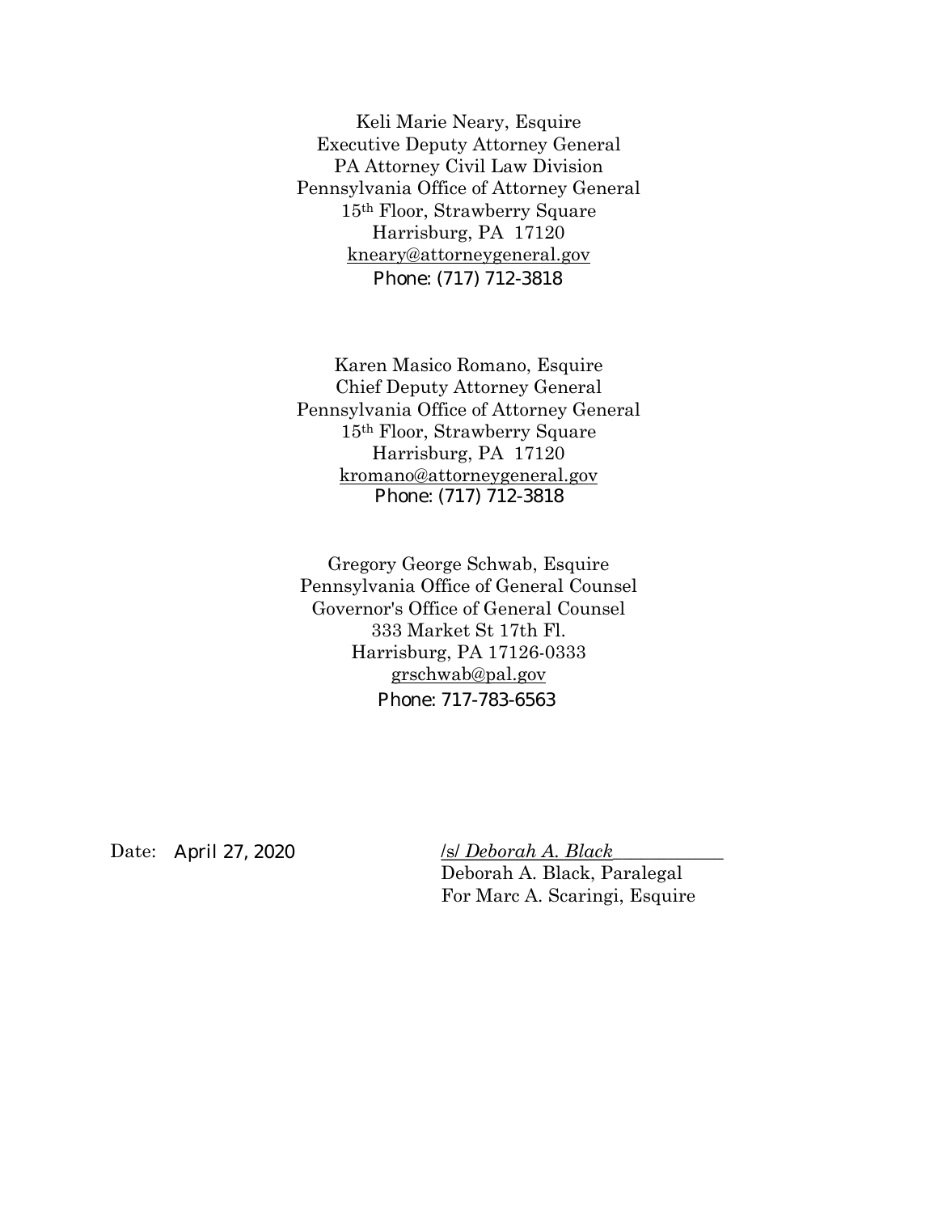Keli Marie Neary, Esquire
Executive Deputy Attorney General
PA Attorney Civil Law Division
Pennsylvania Office of Attorney General
15th Floor, Strawberry Square
Harrisburg, PA 17120
kneary@attorneygeneral.gov
Phone: (717) 712-3818

Karen Masico Romano, Esquire
Chief Deputy Attorney General
Pennsylvania Office of Attorney General
15th Floor, Strawberry Square
Harrisburg, PA 17120
kromano@attorneygeneral.gov
Phone: (717) 712-3818

Gregory George Schwab, Esquire
Pennsylvania Office of General Counsel
Governor's Office of General Counsel
333 Market St 17th Fl.
Harrisburg, PA 17126-0333
grschwab@pal.gov
Phone: 717-783-6563

Date: April 27, 2020

/s/ *Deborah A. Black*\_\_\_\_\_\_\_\_\_\_\_\_
Deborah A. Black, Paralegal
For Marc A. Scaringi, Esquire